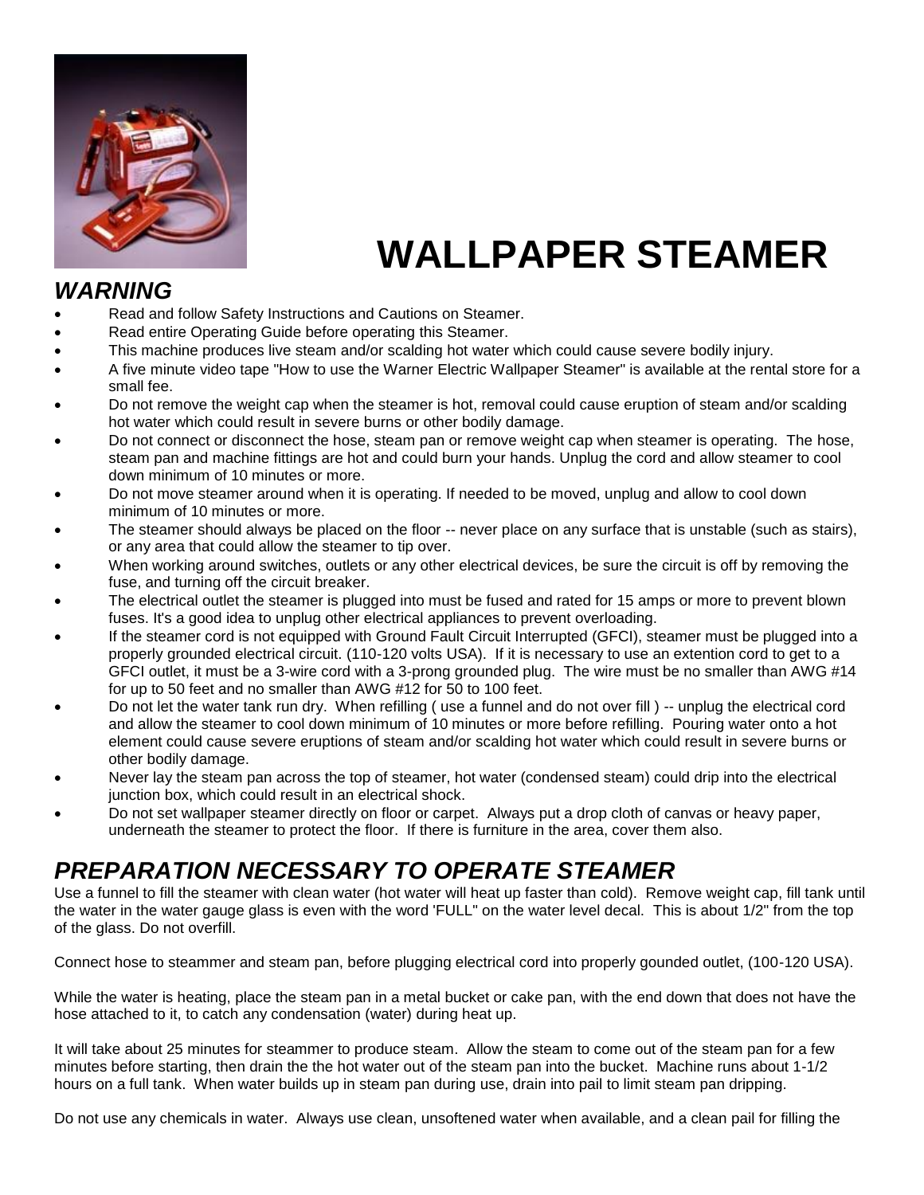# WALLPAPER STEAMER

## *WARNING*

- Read and follow Safety Instructions and Cautions on Steamer.
- Read entire Operating Guide before operating this Steamer.
- This machine produces live steam and/or scalding hot water which could cause severe bodily injury.
- A five minute video tape "How to use the Warner Electric Wallpaper Steamer" is available at the rental store for a small fee.
- Do not remove the weight cap when the steamer is hot, removal could cause eruption of steam and/or scalding hot water which could result in severe burns or other bodily damage.
- Do not connect or disconnect the hose, steam pan or remove weight cap when steamer is operating. The hose, steam pan and machine fittings are hot and could burn your hands. Unplug the cord and allow steamer to cool down minimum of 10 minutes or more.
- Do not move steamer around when it is operating. If needed to be moved, unplug and allow to cool down minimum of 10 minutes or more.
- The steamer should always be placed on the floor -- never place on any surface that is unstable (such as stairs), or any area that could allow the steamer to tip over.
- When working around switches, outlets or any other electrical devices, be sure the circuit is off by removing the fuse, and turning off the circuit breaker.
- The electrical outlet the steamer is plugged into must be fused and rated for 15 amps or more to prevent blown fuses. It's a good idea to unplug other electrical appliances to prevent overloading.
- If the steamer cord is not equipped with Ground Fault Circuit Interrupted (GFCI), steamer must be plugged into a properly grounded electrical circuit. (110-120 volts USA). If it is necessary to use an extention cord to get to a GFCI outlet, it must be a 3-wire cord with a 3-prong grounded plug. The wire must be no smaller than AWG #14 for up to 50 feet and no smaller than AWG #12 for 50 to 100 feet.
- Do not let the water tank run dry. When refilling ( use a funnel and do not over fill ) -- unplug the electrical cord and allow the steamer to cool down minimum of 10 minutes or more before refilling. Pouring water onto a hot element could cause severe eruptions of steam and/or scalding hot water which could result in severe burns or other bodily damage.
- Never lay the steam pan across the top of steamer, hot water (condensed steam) could drip into the electrical junction box, which could result in an electrical shock.
- Do not set wallpaper steamer directly on floor or carpet. Always put a drop cloth of canvas or heavy paper, underneath the steamer to protect the floor. If there is furniture in the area, cover them also.

## *PREPARATION NECESSARY TO OPERATE STEAMER*

Use a funnel to fill the steamer with clean water (hot water will heat up faster than cold). Remove weight cap, fill tank until the water in the water gauge glass is even with the word 'FULL" on the water level decal. This is about 1/2" from the top of the glass. Do not overfill.

Connect hose to steammer and steam pan, before plugging electrical cord into properly gounded outlet, (100-120 USA).

While the water is heating, place the steam pan in a metal bucket or cake pan, with the end down that does not have the hose attached to it, to catch any condensation (water) during heat up.

It will take about 25 minutes for steammer to produce steam. Allow the steam to come out of the steam pan for a few minutes before starting, then drain the the hot water out of the steam pan into the bucket. Machine runs about 1-1/2 hours on a full tank. When water builds up in steam pan during use, drain into pail to limit steam pan dripping.

Do not use any chemicals in water. Always use clean, unsoftened water when available, and a clean pail for filling the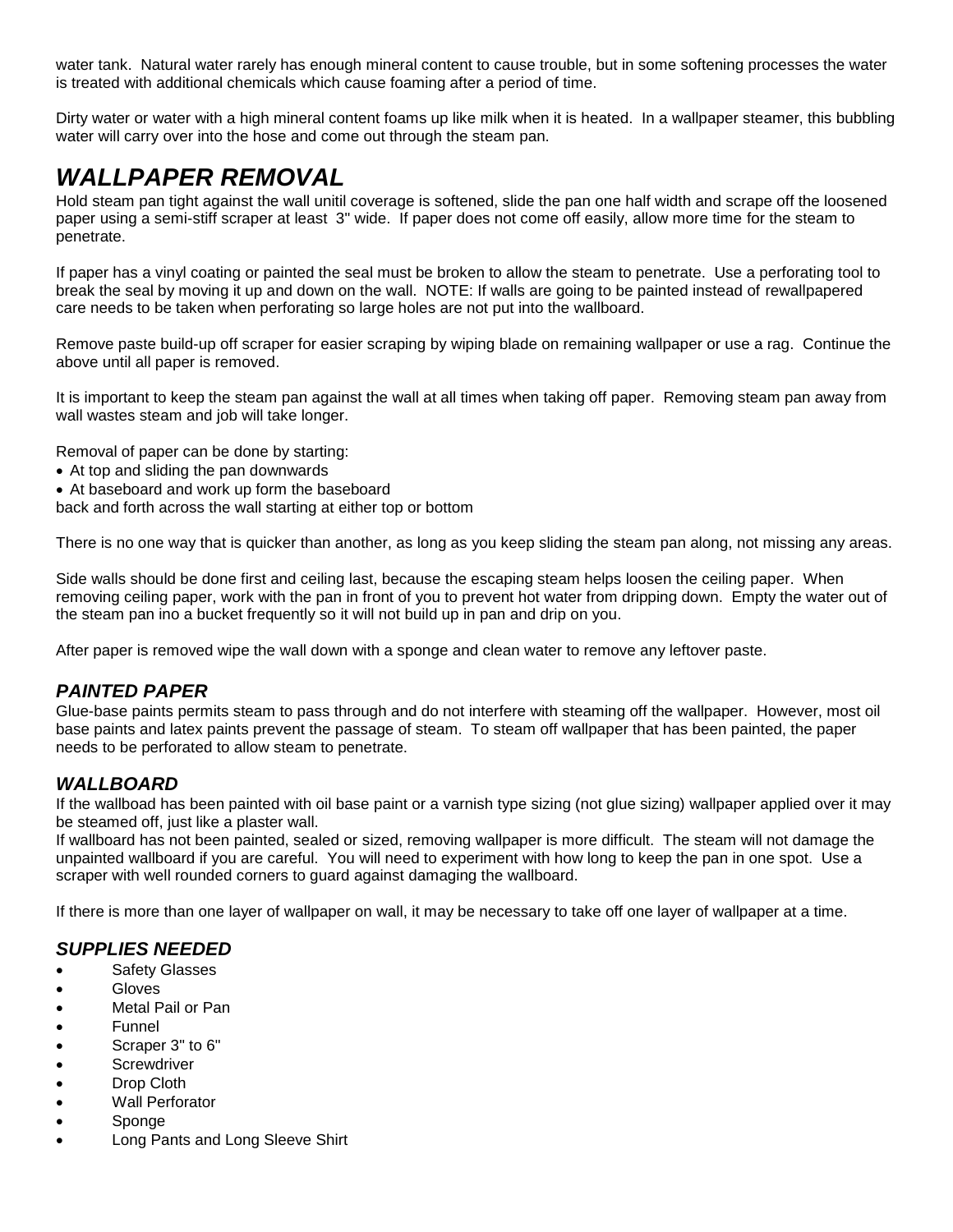water tank. Natural water rarely has enough mineral content to cause trouble, but in some softening processes the water is treated with additional chemicals which cause foaming after a period of time.

Dirty water or water with a high mineral content foams up like milk when it is heated. In a wallpaper steamer, this bubbling water will carry over into the hose and come out through the steam pan.

# *WALLPAPER REMOVAL*

Hold steam pan tight against the wall unitil coverage is softened, slide the pan one half width and scrape off the loosened paper using a semi-stiff scraper at least 3" wide. If paper does not come off easily, allow more time for the steam to penetrate.

If paper has a vinyl coating or painted the seal must be broken to allow the steam to penetrate. Use a perforating tool to break the seal by moving it up and down on the wall. NOTE: If walls are going to be painted instead of rewallpapered care needs to be taken when perforating so large holes are not put into the wallboard.

Remove paste build-up off scraper for easier scraping by wiping blade on remaining wallpaper or use a rag. Continue the above until all paper is removed.

It is important to keep the steam pan against the wall at all times when taking off paper. Removing steam pan away from wall wastes steam and job will take longer.

Removal of paper can be done by starting:

- At top and sliding the pan downwards
- At baseboard and work up form the baseboard

back and forth across the wall starting at either top or bottom

There is no one way that is quicker than another, as long as you keep sliding the steam pan along, not missing any areas.

Side walls should be done first and ceiling last, because the escaping steam helps loosen the ceiling paper. When removing ceiling paper, work with the pan in front of you to prevent hot water from dripping down. Empty the water out of the steam pan ino a bucket frequently so it will not build up in pan and drip on you.

After paper is removed wipe the wall down with a sponge and clean water to remove any leftover paste.

## *PAINTED PAPER*

Glue-base paints permits steam to pass through and do not interfere with steaming off the wallpaper. However, most oil base paints and latex paints prevent the passage of steam. To steam off wallpaper that has been painted, the paper needs to be perforated to allow steam to penetrate.

## *WALLBOARD*

If the wallboad has been painted with oil base paint or a varnish type sizing (not glue sizing) wallpaper applied over it may be steamed off, just like a plaster wall.

If wallboard has not been painted, sealed or sized, removing wallpaper is more difficult. The steam will not damage the unpainted wallboard if you are careful. You will need to experiment with how long to keep the pan in one spot. Use a scraper with well rounded corners to guard against damaging the wallboard.

If there is more than one layer of wallpaper on wall, it may be necessary to take off one layer of wallpaper at a time.

## *SUPPLIES NEEDED*

- Safety Glasses
- Gloves
- Metal Pail or Pan
- Funnel
- Scraper 3" to 6"
- Screwdriver
- Drop Cloth
- Wall Perforator
- Sponge
- Long Pants and Long Sleeve Shirt